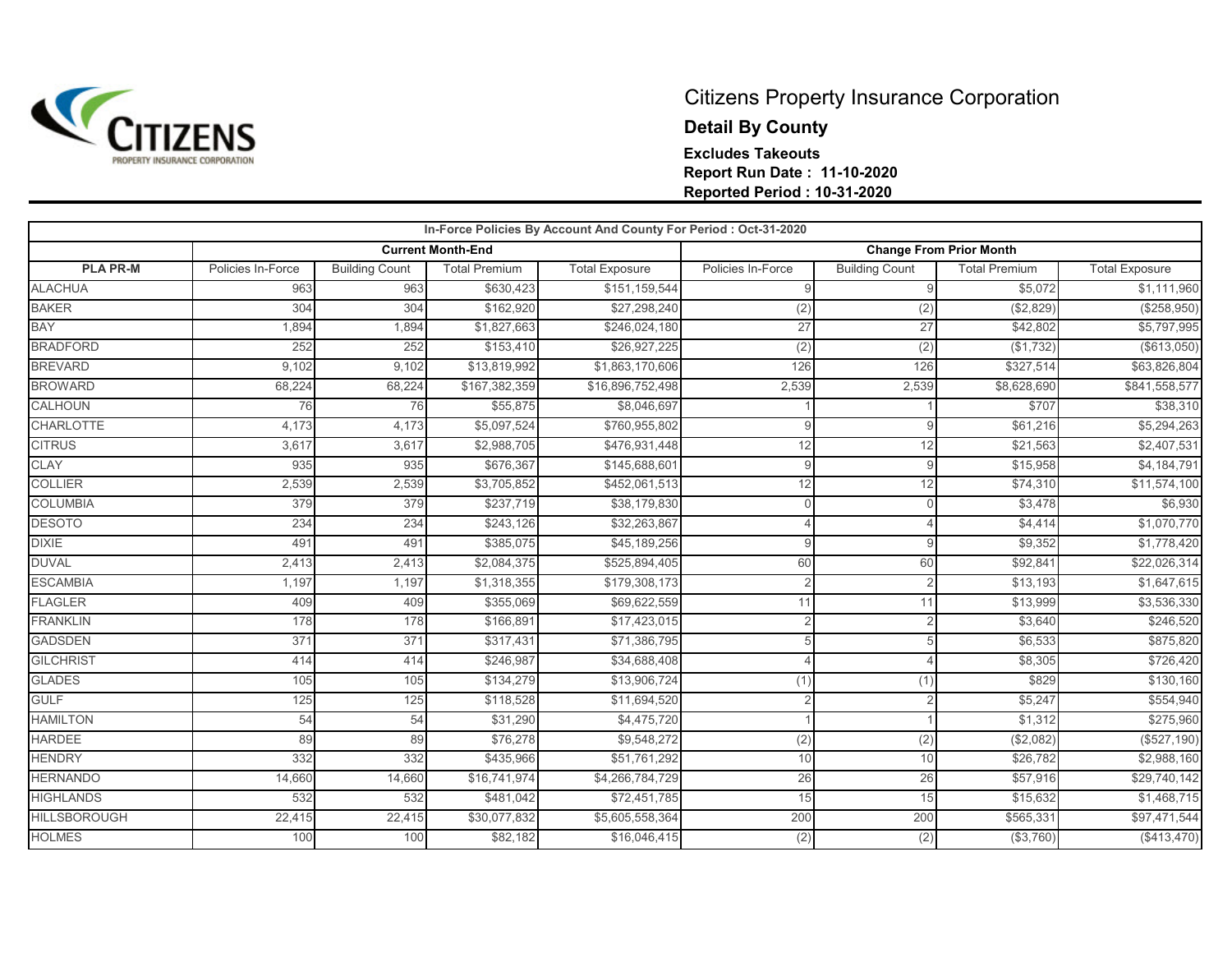# Citizens Property Insurance Corporation

## Detail By County

**Excludes Takeouts**
**Report Run Date : 11-10-2020**
**Reported Period : 10-31-2020**

| In-Force Policies By Account And County For Period : Oct-31-2020 | | | | | | | | |
|---|---|---|---|---|---|---|---|---|
| | Current Month-End | | | | Change From Prior Month | | | |
| PLA PR-M | Policies In-Force | Building Count | Total Premium | Total Exposure | Policies In-Force | Building Count | Total Premium | Total Exposure |
| ALACHUA | 963 | 963 | $630,423 | $151,159,544 | 9 | 9 | $5,072 | $1,111,960 |
| BAKER | 304 | 304 | $162,920 | $27,298,240 | (2) | (2) | ($2,829) | ($258,950) |
| BAY | 1,894 | 1,894 | $1,827,663 | $246,024,180 | 27 | 27 | $42,802 | $5,797,995 |
| BRADFORD | 252 | 252 | $153,410 | $26,927,225 | (2) | (2) | ($1,732) | ($613,050) |
| BREVARD | 9,102 | 9,102 | $13,819,992 | $1,863,170,606 | 126 | 126 | $327,514 | $63,826,804 |
| BROWARD | 68,224 | 68,224 | $167,382,359 | $16,896,752,498 | 2,539 | 2,539 | $8,628,690 | $841,558,577 |
| CALHOUN | 76 | 76 | $55,875 | $8,046,697 | 1 | 1 | $707 | $38,310 |
| CHARLOTTE | 4,173 | 4,173 | $5,097,524 | $760,955,802 | 9 | 9 | $61,216 | $5,294,263 |
| CITRUS | 3,617 | 3,617 | $2,988,705 | $476,931,448 | 12 | 12 | $21,563 | $2,407,531 |
| CLAY | 935 | 935 | $676,367 | $145,688,601 | 9 | 9 | $15,958 | $4,184,791 |
| COLLIER | 2,539 | 2,539 | $3,705,852 | $452,061,513 | 12 | 12 | $74,310 | $11,574,100 |
| COLUMBIA | 379 | 379 | $237,719 | $38,179,830 | 0 | 0 | $3,478 | $6,930 |
| DESOTO | 234 | 234 | $243,126 | $32,263,867 | 4 | 4 | $4,414 | $1,070,770 |
| DIXIE | 491 | 491 | $385,075 | $45,189,256 | 9 | 9 | $9,352 | $1,778,420 |
| DUVAL | 2,413 | 2,413 | $2,084,375 | $525,894,405 | 60 | 60 | $92,841 | $22,026,314 |
| ESCAMBIA | 1,197 | 1,197 | $1,318,355 | $179,308,173 | 2 | 2 | $13,193 | $1,647,615 |
| FLAGLER | 409 | 409 | $355,069 | $69,622,559 | 11 | 11 | $13,999 | $3,536,330 |
| FRANKLIN | 178 | 178 | $166,891 | $17,423,015 | 2 | 2 | $3,640 | $246,520 |
| GADSDEN | 371 | 371 | $317,431 | $71,386,795 | 5 | 5 | $6,533 | $875,820 |
| GILCHRIST | 414 | 414 | $246,987 | $34,688,408 | 4 | 4 | $8,305 | $726,420 |
| GLADES | 105 | 105 | $134,279 | $13,906,724 | (1) | (1) | $829 | $130,160 |
| GULF | 125 | 125 | $118,528 | $11,694,520 | 2 | 2 | $5,247 | $554,940 |
| HAMILTON | 54 | 54 | $31,290 | $4,475,720 | 1 | 1 | $1,312 | $275,960 |
| HARDEE | 89 | 89 | $76,278 | $9,548,272 | (2) | (2) | ($2,082) | ($527,190) |
| HENDRY | 332 | 332 | $435,966 | $51,761,292 | 10 | 10 | $26,782 | $2,988,160 |
| HERNANDO | 14,660 | 14,660 | $16,741,974 | $4,266,784,729 | 26 | 26 | $57,916 | $29,740,142 |
| HIGHLANDS | 532 | 532 | $481,042 | $72,451,785 | 15 | 15 | $15,632 | $1,468,715 |
| HILLSBOROUGH | 22,415 | 22,415 | $30,077,832 | $5,605,558,364 | 200 | 200 | $565,331 | $97,471,544 |
| HOLMES | 100 | 100 | $82,182 | $16,046,415 | (2) | (2) | ($3,760) | ($413,470) |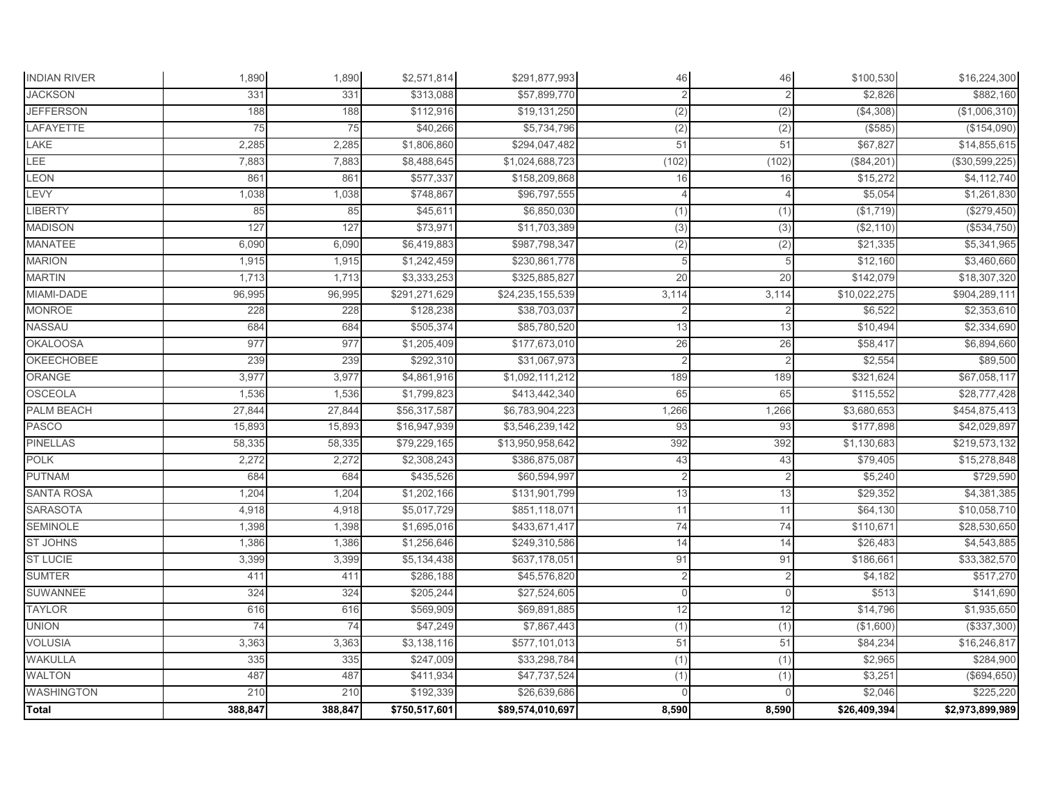| | | | | | | | | |
|---|---|---|---|---|---|---|---|---|
| INDIAN RIVER | 1,890 | 1,890 | $2,571,814 | $291,877,993 | 46 | 46 | $100,530 | $16,224,300 |
| JACKSON | 331 | 331 | $313,088 | $57,899,770 | 2 | 2 | $2,826 | $882,160 |
| JEFFERSON | 188 | 188 | $112,916 | $19,131,250 | (2) | (2) | ($4,308) | ($1,006,310) |
| LAFAYETTE | 75 | 75 | $40,266 | $5,734,796 | (2) | (2) | ($585) | ($154,090) |
| LAKE | 2,285 | 2,285 | $1,806,860 | $294,047,482 | 51 | 51 | $67,827 | $14,855,615 |
| LEE | 7,883 | 7,883 | $8,488,645 | $1,024,688,723 | (102) | (102) | ($84,201) | ($30,599,225) |
| LEON | 861 | 861 | $577,337 | $158,209,868 | 16 | 16 | $15,272 | $4,112,740 |
| LEVY | 1,038 | 1,038 | $748,867 | $96,797,555 | 4 | 4 | $5,054 | $1,261,830 |
| LIBERTY | 85 | 85 | $45,611 | $6,850,030 | (1) | (1) | ($1,719) | ($279,450) |
| MADISON | 127 | 127 | $73,971 | $11,703,389 | (3) | (3) | ($2,110) | ($534,750) |
| MANATEE | 6,090 | 6,090 | $6,419,883 | $987,798,347 | (2) | (2) | $21,335 | $5,341,965 |
| MARION | 1,915 | 1,915 | $1,242,459 | $230,861,778 | 5 | 5 | $12,160 | $3,460,660 |
| MARTIN | 1,713 | 1,713 | $3,333,253 | $325,885,827 | 20 | 20 | $142,079 | $18,307,320 |
| MIAMI-DADE | 96,995 | 96,995 | $291,271,629 | $24,235,155,539 | 3,114 | 3,114 | $10,022,275 | $904,289,111 |
| MONROE | 228 | 228 | $128,238 | $38,703,037 | 2 | 2 | $6,522 | $2,353,610 |
| NASSAU | 684 | 684 | $505,374 | $85,780,520 | 13 | 13 | $10,494 | $2,334,690 |
| OKALOOSA | 977 | 977 | $1,205,409 | $177,673,010 | 26 | 26 | $58,417 | $6,894,660 |
| OKEECHOBEE | 239 | 239 | $292,310 | $31,067,973 | 2 | 2 | $2,554 | $89,500 |
| ORANGE | 3,977 | 3,977 | $4,861,916 | $1,092,111,212 | 189 | 189 | $321,624 | $67,058,117 |
| OSCEOLA | 1,536 | 1,536 | $1,799,823 | $413,442,340 | 65 | 65 | $115,552 | $28,777,428 |
| PALM BEACH | 27,844 | 27,844 | $56,317,587 | $6,783,904,223 | 1,266 | 1,266 | $3,680,653 | $454,875,413 |
| PASCO | 15,893 | 15,893 | $16,947,939 | $3,546,239,142 | 93 | 93 | $177,898 | $42,029,897 |
| PINELLAS | 58,335 | 58,335 | $79,229,165 | $13,950,958,642 | 392 | 392 | $1,130,683 | $219,573,132 |
| POLK | 2,272 | 2,272 | $2,308,243 | $386,875,087 | 43 | 43 | $79,405 | $15,278,848 |
| PUTNAM | 684 | 684 | $435,526 | $60,594,997 | 2 | 2 | $5,240 | $729,590 |
| SANTA ROSA | 1,204 | 1,204 | $1,202,166 | $131,901,799 | 13 | 13 | $29,352 | $4,381,385 |
| SARASOTA | 4,918 | 4,918 | $5,017,729 | $851,118,071 | 11 | 11 | $64,130 | $10,058,710 |
| SEMINOLE | 1,398 | 1,398 | $1,695,016 | $433,671,417 | 74 | 74 | $110,671 | $28,530,650 |
| ST JOHNS | 1,386 | 1,386 | $1,256,646 | $249,310,586 | 14 | 14 | $26,483 | $4,543,885 |
| ST LUCIE | 3,399 | 3,399 | $5,134,438 | $637,178,051 | 91 | 91 | $186,661 | $33,382,570 |
| SUMTER | 411 | 411 | $286,188 | $45,576,820 | 2 | 2 | $4,182 | $517,270 |
| SUWANNEE | 324 | 324 | $205,244 | $27,524,605 | 0 | 0 | $513 | $141,690 |
| TAYLOR | 616 | 616 | $569,909 | $69,891,885 | 12 | 12 | $14,796 | $1,935,650 |
| UNION | 74 | 74 | $47,249 | $7,867,443 | (1) | (1) | ($1,600) | ($337,300) |
| VOLUSIA | 3,363 | 3,363 | $3,138,116 | $577,101,013 | 51 | 51 | $84,234 | $16,246,817 |
| WAKULLA | 335 | 335 | $247,009 | $33,298,784 | (1) | (1) | $2,965 | $284,900 |
| WALTON | 487 | 487 | $411,934 | $47,737,524 | (1) | (1) | $3,251 | ($694,650) |
| WASHINGTON | 210 | 210 | $192,339 | $26,639,686 | 0 | 0 | $2,046 | $225,220 |
| **Total** | **388,847** | **388,847** | **$750,517,601** | **$89,574,010,697** | **8,590** | **8,590** | **$26,409,394** | **$2,973,899,989** |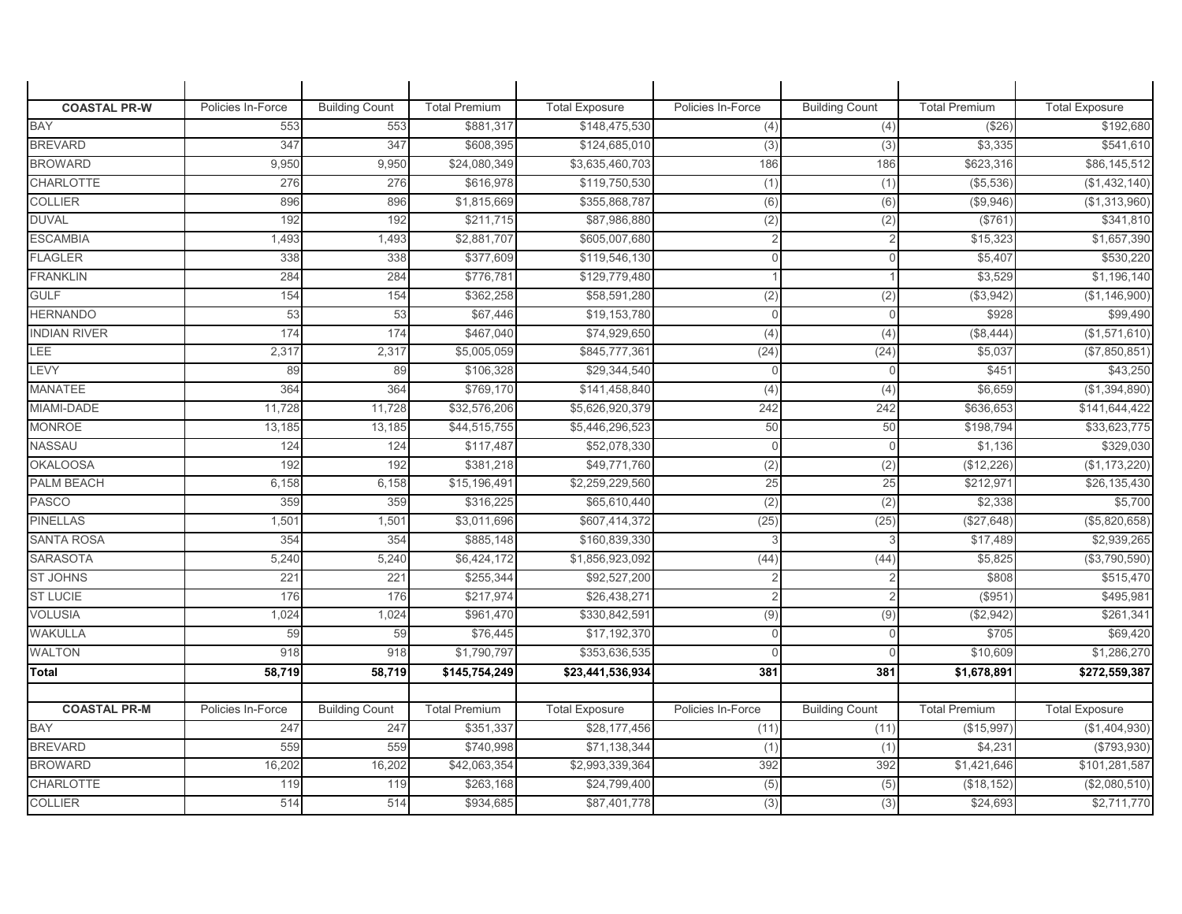| COASTAL PR-W | Policies In-Force | Building Count | Total Premium | Total Exposure | Policies In-Force | Building Count | Total Premium | Total Exposure |
|---|---|---|---|---|---|---|---|---|
| BAY | 553 | 553 | $881,317 | $148,475,530 | (4) | (4) | ($26) | $192,680 |
| BREVARD | 347 | 347 | $608,395 | $124,685,010 | (3) | (3) | $3,335 | $541,610 |
| BROWARD | 9,950 | 9,950 | $24,080,349 | $3,635,460,703 | 186 | 186 | $623,316 | $86,145,512 |
| CHARLOTTE | 276 | 276 | $616,978 | $119,750,530 | (1) | (1) | ($5,536) | ($1,432,140) |
| COLLIER | 896 | 896 | $1,815,669 | $355,868,787 | (6) | (6) | ($9,946) | ($1,313,960) |
| DUVAL | 192 | 192 | $211,715 | $87,986,880 | (2) | (2) | ($761) | $341,810 |
| ESCAMBIA | 1,493 | 1,493 | $2,881,707 | $605,007,680 | 2 | 2 | $15,323 | $1,657,390 |
| FLAGLER | 338 | 338 | $377,609 | $119,546,130 | 0 | 0 | $5,407 | $530,220 |
| FRANKLIN | 284 | 284 | $776,781 | $129,779,480 | 1 | 1 | $3,529 | $1,196,140 |
| GULF | 154 | 154 | $362,258 | $58,591,280 | (2) | (2) | ($3,942) | ($1,146,900) |
| HERNANDO | 53 | 53 | $67,446 | $19,153,780 | 0 | 0 | $928 | $99,490 |
| INDIAN RIVER | 174 | 174 | $467,040 | $74,929,650 | (4) | (4) | ($8,444) | ($1,571,610) |
| LEE | 2,317 | 2,317 | $5,005,059 | $845,777,361 | (24) | (24) | $5,037 | ($7,850,851) |
| LEVY | 89 | 89 | $106,328 | $29,344,540 | 0 | 0 | $451 | $43,250 |
| MANATEE | 364 | 364 | $769,170 | $141,458,840 | (4) | (4) | $6,659 | ($1,394,890) |
| MIAMI-DADE | 11,728 | 11,728 | $32,576,206 | $5,626,920,379 | 242 | 242 | $636,653 | $141,644,422 |
| MONROE | 13,185 | 13,185 | $44,515,755 | $5,446,296,523 | 50 | 50 | $198,794 | $33,623,775 |
| NASSAU | 124 | 124 | $117,487 | $52,078,330 | 0 | 0 | $1,136 | $329,030 |
| OKALOOSA | 192 | 192 | $381,218 | $49,771,760 | (2) | (2) | ($12,226) | ($1,173,220) |
| PALM BEACH | 6,158 | 6,158 | $15,196,491 | $2,259,229,560 | 25 | 25 | $212,971 | $26,135,430 |
| PASCO | 359 | 359 | $316,225 | $65,610,440 | (2) | (2) | $2,338 | $5,700 |
| PINELLAS | 1,501 | 1,501 | $3,011,696 | $607,414,372 | (25) | (25) | ($27,648) | ($5,820,658) |
| SANTA ROSA | 354 | 354 | $885,148 | $160,839,330 | 3 | 3 | $17,489 | $2,939,265 |
| SARASOTA | 5,240 | 5,240 | $6,424,172 | $1,856,923,092 | (44) | (44) | $5,825 | ($3,790,590) |
| ST JOHNS | 221 | 221 | $255,344 | $92,527,200 | 2 | 2 | $808 | $515,470 |
| ST LUCIE | 176 | 176 | $217,974 | $26,438,271 | 2 | 2 | ($951) | $495,981 |
| VOLUSIA | 1,024 | 1,024 | $961,470 | $330,842,591 | (9) | (9) | ($2,942) | $261,341 |
| WAKULLA | 59 | 59 | $76,445 | $17,192,370 | 0 | 0 | $705 | $69,420 |
| WALTON | 918 | 918 | $1,790,797 | $353,636,535 | 0 | 0 | $10,609 | $1,286,270 |
| **Total** | **58,719** | **58,719** | **$145,754,249** | **$23,441,536,934** | **381** | **381** | **$1,678,891** | **$272,559,387** |

| COASTAL PR-M | Policies In-Force | Building Count | Total Premium | Total Exposure | Policies In-Force | Building Count | Total Premium | Total Exposure |
|---|---|---|---|---|---|---|---|---|
| BAY | 247 | 247 | $351,337 | $28,177,456 | (11) | (11) | ($15,997) | ($1,404,930) |
| BREVARD | 559 | 559 | $740,998 | $71,138,344 | (1) | (1) | $4,231 | ($793,930) |
| BROWARD | 16,202 | 16,202 | $42,063,354 | $2,993,339,364 | 392 | 392 | $1,421,646 | $101,281,587 |
| CHARLOTTE | 119 | 119 | $263,168 | $24,799,400 | (5) | (5) | ($18,152) | ($2,080,510) |
| COLLIER | 514 | 514 | $934,685 | $87,401,778 | (3) | (3) | $24,693 | $2,711,770 |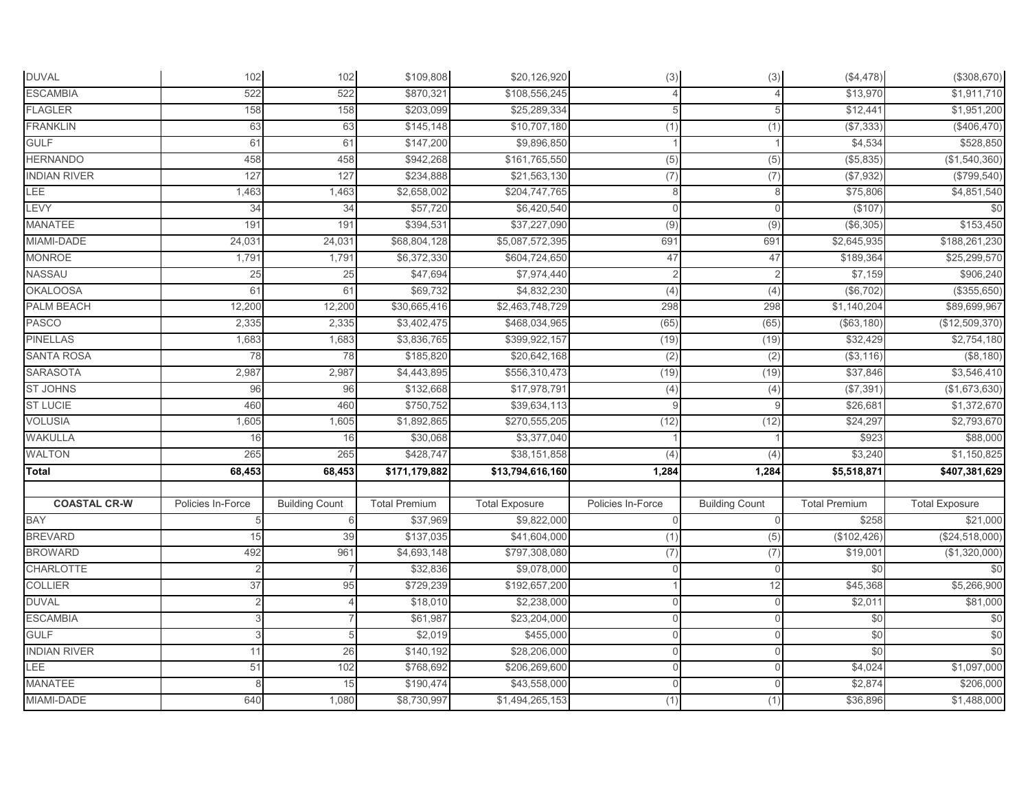| | | | | | | | | |
|---|---|---|---|---|---|---|---|---|
| DUVAL | 102 | 102 | $109,808 | $20,126,920 | (3) | (3) | ($4,478) | ($308,670) |
| ESCAMBIA | 522 | 522 | $870,321 | $108,556,245 | 4 | 4 | $13,970 | $1,911,710 |
| FLAGLER | 158 | 158 | $203,099 | $25,289,334 | 5 | 5 | $12,441 | $1,951,200 |
| FRANKLIN | 63 | 63 | $145,148 | $10,707,180 | (1) | (1) | ($7,333) | ($406,470) |
| GULF | 61 | 61 | $147,200 | $9,896,850 | 1 | 1 | $4,534 | $528,850 |
| HERNANDO | 458 | 458 | $942,268 | $161,765,550 | (5) | (5) | ($5,835) | ($1,540,360) |
| INDIAN RIVER | 127 | 127 | $234,888 | $21,563,130 | (7) | (7) | ($7,932) | ($799,540) |
| LEE | 1,463 | 1,463 | $2,658,002 | $204,747,765 | 8 | 8 | $75,806 | $4,851,540 |
| LEVY | 34 | 34 | $57,720 | $6,420,540 | 0 | 0 | ($107) | $0 |
| MANATEE | 191 | 191 | $394,531 | $37,227,090 | (9) | (9) | ($6,305) | $153,450 |
| MIAMI-DADE | 24,031 | 24,031 | $68,804,128 | $5,087,572,395 | 691 | 691 | $2,645,935 | $188,261,230 |
| MONROE | 1,791 | 1,791 | $6,372,330 | $604,724,650 | 47 | 47 | $189,364 | $25,299,570 |
| NASSAU | 25 | 25 | $47,694 | $7,974,440 | 2 | 2 | $7,159 | $906,240 |
| OKALOOSA | 61 | 61 | $69,732 | $4,832,230 | (4) | (4) | ($6,702) | ($355,650) |
| PALM BEACH | 12,200 | 12,200 | $30,665,416 | $2,463,748,729 | 298 | 298 | $1,140,204 | $89,699,967 |
| PASCO | 2,335 | 2,335 | $3,402,475 | $468,034,965 | (65) | (65) | ($63,180) | ($12,509,370) |
| PINELLAS | 1,683 | 1,683 | $3,836,765 | $399,922,157 | (19) | (19) | $32,429 | $2,754,180 |
| SANTA ROSA | 78 | 78 | $185,820 | $20,642,168 | (2) | (2) | ($3,116) | ($8,180) |
| SARASOTA | 2,987 | 2,987 | $4,443,895 | $556,310,473 | (19) | (19) | $37,846 | $3,546,410 |
| ST JOHNS | 96 | 96 | $132,668 | $17,978,791 | (4) | (4) | ($7,391) | ($1,673,630) |
| ST LUCIE | 460 | 460 | $750,752 | $39,634,113 | 9 | 9 | $26,681 | $1,372,670 |
| VOLUSIA | 1,605 | 1,605 | $1,892,865 | $270,555,205 | (12) | (12) | $24,297 | $2,793,670 |
| WAKULLA | 16 | 16 | $30,068 | $3,377,040 | 1 | 1 | $923 | $88,000 |
| WALTON | 265 | 265 | $428,747 | $38,151,858 | (4) | (4) | $3,240 | $1,150,825 |
| **Total** | **68,453** | **68,453** | **$171,179,882** | **$13,794,616,160** | **1,284** | **1,284** | **$5,518,871** | **$407,381,629** |

| **COASTAL CR-W** | Policies In-Force | Building Count | Total Premium | Total Exposure | Policies In-Force | Building Count | Total Premium | Total Exposure |
|---|---|---|---|---|---|---|---|---|
| BAY | 5 | 6 | $37,969 | $9,822,000 | 0 | 0 | $258 | $21,000 |
| BREVARD | 15 | 39 | $137,035 | $41,604,000 | (1) | (5) | ($102,426) | ($24,518,000) |
| BROWARD | 492 | 961 | $4,693,148 | $797,308,080 | (7) | (7) | $19,001 | ($1,320,000) |
| CHARLOTTE | 2 | 7 | $32,836 | $9,078,000 | 0 | 0 | $0 | $0 |
| COLLIER | 37 | 95 | $729,239 | $192,657,200 | 1 | 12 | $45,368 | $5,266,900 |
| DUVAL | 2 | 4 | $18,010 | $2,238,000 | 0 | 0 | $2,011 | $81,000 |
| ESCAMBIA | 3 | 7 | $61,987 | $23,204,000 | 0 | 0 | $0 | $0 |
| GULF | 3 | 5 | $2,019 | $455,000 | 0 | 0 | $0 | $0 |
| INDIAN RIVER | 11 | 26 | $140,192 | $28,206,000 | 0 | 0 | $0 | $0 |
| LEE | 51 | 102 | $768,692 | $206,269,600 | 0 | 0 | $4,024 | $1,097,000 |
| MANATEE | 8 | 15 | $190,474 | $43,558,000 | 0 | 0 | $2,874 | $206,000 |
| MIAMI-DADE | 640 | 1,080 | $8,730,997 | $1,494,265,153 | (1) | (1) | $36,896 | $1,488,000 |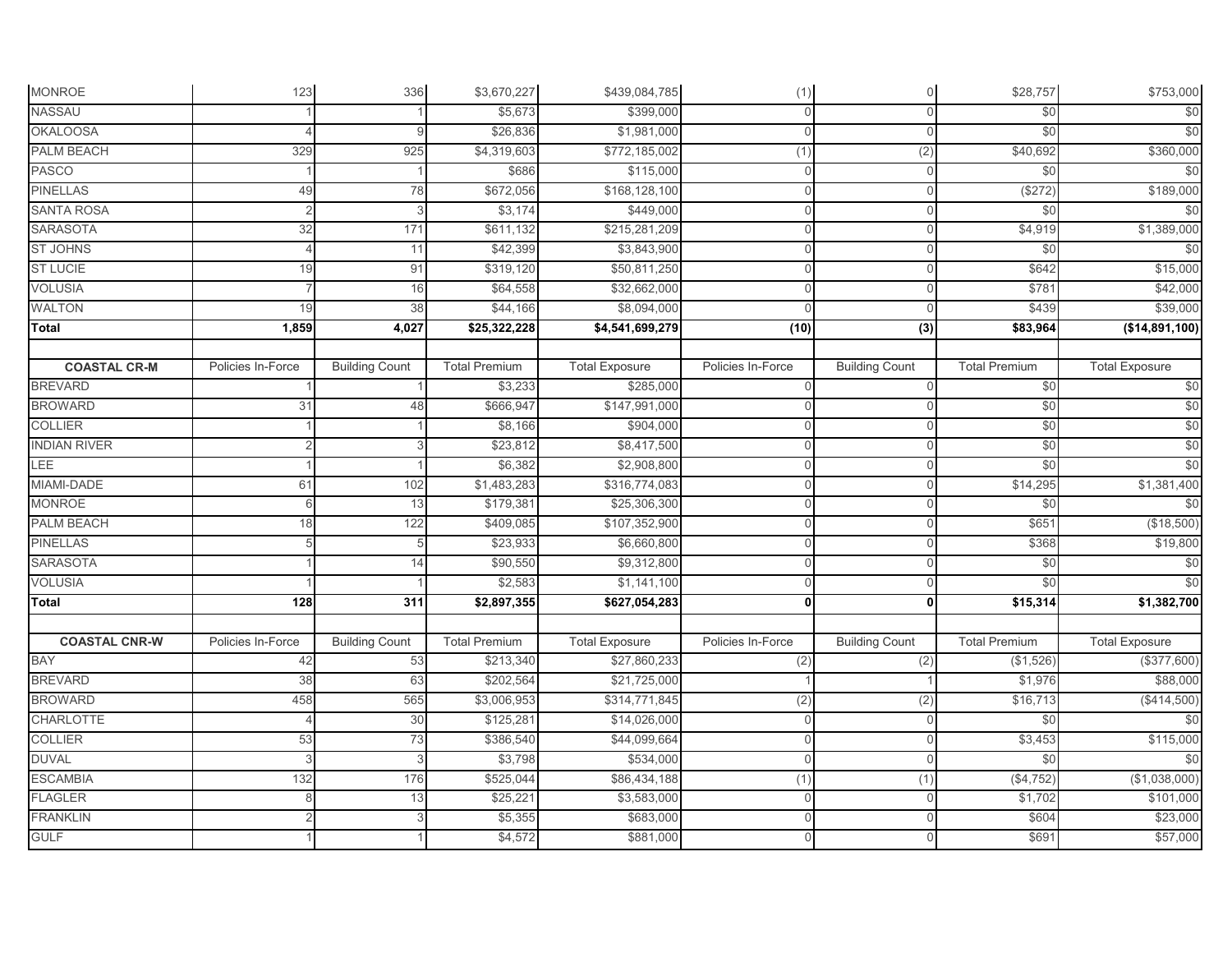| | | | | | | | | |
|---|---|---|---|---|---|---|---|---|
| MONROE | 123 | 336 | $3,670,227 | $439,084,785 | (1) | 0 | $28,757 | $753,000 |
| NASSAU | 1 | 1 | $5,673 | $399,000 | 0 | 0 | $0 | $0 |
| OKALOOSA | 4 | 9 | $26,836 | $1,981,000 | 0 | 0 | $0 | $0 |
| PALM BEACH | 329 | 925 | $4,319,603 | $772,185,002 | (1) | (2) | $40,692 | $360,000 |
| PASCO | 1 | 1 | $686 | $115,000 | 0 | 0 | $0 | $0 |
| PINELLAS | 49 | 78 | $672,056 | $168,128,100 | 0 | 0 | ($272) | $189,000 |
| SANTA ROSA | 2 | 3 | $3,174 | $449,000 | 0 | 0 | $0 | $0 |
| SARASOTA | 32 | 171 | $611,132 | $215,281,209 | 0 | 0 | $4,919 | $1,389,000 |
| ST JOHNS | 4 | 11 | $42,399 | $3,843,900 | 0 | 0 | $0 | $0 |
| ST LUCIE | 19 | 91 | $319,120 | $50,811,250 | 0 | 0 | $642 | $15,000 |
| VOLUSIA | 7 | 16 | $64,558 | $32,662,000 | 0 | 0 | $781 | $42,000 |
| WALTON | 19 | 38 | $44,166 | $8,094,000 | 0 | 0 | $439 | $39,000 |
| **Total** | **1,859** | **4,027** | **$25,322,228** | **$4,541,699,279** | **(10)** | **(3)** | **$83,964** | **($14,891,100)** |

| **COASTAL CR-M** | Policies In-Force | Building Count | Total Premium | Total Exposure | Policies In-Force | Building Count | Total Premium | Total Exposure |
|---|---|---|---|---|---|---|---|---|
| BREVARD | 1 | 1 | $3,233 | $285,000 | 0 | 0 | $0 | $0 |
| BROWARD | 31 | 48 | $666,947 | $147,991,000 | 0 | 0 | $0 | $0 |
| COLLIER | 1 | 1 | $8,166 | $904,000 | 0 | 0 | $0 | $0 |
| INDIAN RIVER | 2 | 3 | $23,812 | $8,417,500 | 0 | 0 | $0 | $0 |
| LEE | 1 | 1 | $6,382 | $2,908,800 | 0 | 0 | $0 | $0 |
| MIAMI-DADE | 61 | 102 | $1,483,283 | $316,774,083 | 0 | 0 | $14,295 | $1,381,400 |
| MONROE | 6 | 13 | $179,381 | $25,306,300 | 0 | 0 | $0 | $0 |
| PALM BEACH | 18 | 122 | $409,085 | $107,352,900 | 0 | 0 | $651 | ($18,500) |
| PINELLAS | 5 | 5 | $23,933 | $6,660,800 | 0 | 0 | $368 | $19,800 |
| SARASOTA | 1 | 14 | $90,550 | $9,312,800 | 0 | 0 | $0 | $0 |
| VOLUSIA | 1 | 1 | $2,583 | $1,141,100 | 0 | 0 | $0 | $0 |
| **Total** | **128** | **311** | **$2,897,355** | **$627,054,283** | **0** | **0** | **$15,314** | **$1,382,700** |

| **COASTAL CNR-W** | Policies In-Force | Building Count | Total Premium | Total Exposure | Policies In-Force | Building Count | Total Premium | Total Exposure |
|---|---|---|---|---|---|---|---|---|
| BAY | 42 | 53 | $213,340 | $27,860,233 | (2) | (2) | ($1,526) | ($377,600) |
| BREVARD | 38 | 63 | $202,564 | $21,725,000 | 1 | 1 | $1,976 | $88,000 |
| BROWARD | 458 | 565 | $3,006,953 | $314,771,845 | (2) | (2) | $16,713 | ($414,500) |
| CHARLOTTE | 4 | 30 | $125,281 | $14,026,000 | 0 | 0 | $0 | $0 |
| COLLIER | 53 | 73 | $386,540 | $44,099,664 | 0 | 0 | $3,453 | $115,000 |
| DUVAL | 3 | 3 | $3,798 | $534,000 | 0 | 0 | $0 | $0 |
| ESCAMBIA | 132 | 176 | $525,044 | $86,434,188 | (1) | (1) | ($4,752) | ($1,038,000) |
| FLAGLER | 8 | 13 | $25,221 | $3,583,000 | 0 | 0 | $1,702 | $101,000 |
| FRANKLIN | 2 | 3 | $5,355 | $683,000 | 0 | 0 | $604 | $23,000 |
| GULF | 1 | 1 | $4,572 | $881,000 | 0 | 0 | $691 | $57,000 |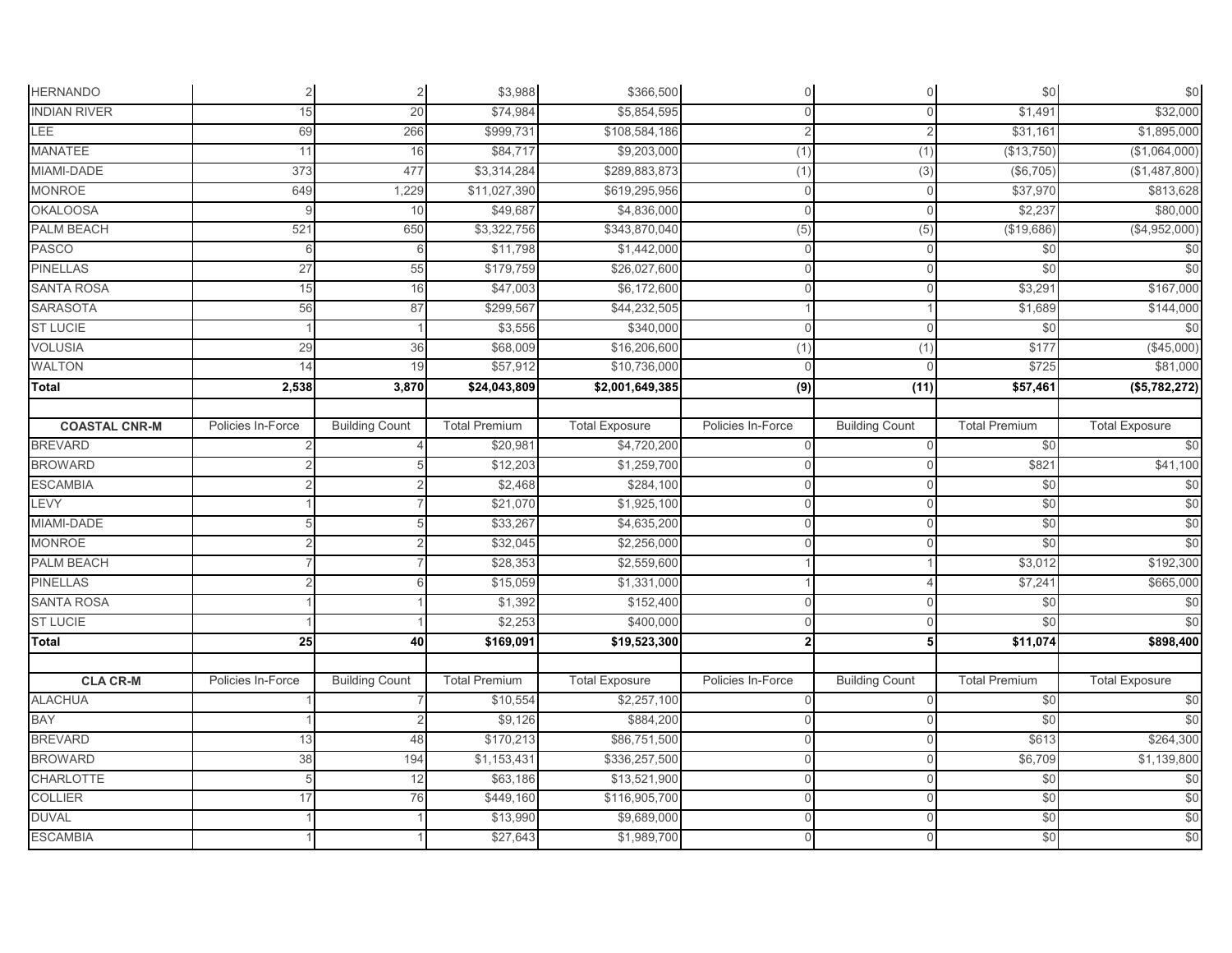| | | | | | | | | |
|---|---|---|---|---|---|---|---|---|
| HERNANDO | 2 | 2 | $3,988 | $366,500 | 0 | 0 | $0 | $0 |
| INDIAN RIVER | 15 | 20 | $74,984 | $5,854,595 | 0 | 0 | $1,491 | $32,000 |
| LEE | 69 | 266 | $999,731 | $108,584,186 | 2 | 2 | $31,161 | $1,895,000 |
| MANATEE | 11 | 16 | $84,717 | $9,203,000 | (1) | (1) | ($13,750) | ($1,064,000) |
| MIAMI-DADE | 373 | 477 | $3,314,284 | $289,883,873 | (1) | (3) | ($6,705) | ($1,487,800) |
| MONROE | 649 | 1,229 | $11,027,390 | $619,295,956 | 0 | 0 | $37,970 | $813,628 |
| OKALOOSA | 9 | 10 | $49,687 | $4,836,000 | 0 | 0 | $2,237 | $80,000 |
| PALM BEACH | 521 | 650 | $3,322,756 | $343,870,040 | (5) | (5) | ($19,686) | ($4,952,000) |
| PASCO | 6 | 6 | $11,798 | $1,442,000 | 0 | 0 | $0 | $0 |
| PINELLAS | 27 | 55 | $179,759 | $26,027,600 | 0 | 0 | $0 | $0 |
| SANTA ROSA | 15 | 16 | $47,003 | $6,172,600 | 0 | 0 | $3,291 | $167,000 |
| SARASOTA | 56 | 87 | $299,567 | $44,232,505 | 1 | 1 | $1,689 | $144,000 |
| ST LUCIE | 1 | 1 | $3,556 | $340,000 | 0 | 0 | $0 | $0 |
| VOLUSIA | 29 | 36 | $68,009 | $16,206,600 | (1) | (1) | $177 | ($45,000) |
| WALTON | 14 | 19 | $57,912 | $10,736,000 | 0 | 0 | $725 | $81,000 |
| **Total** | **2,538** | **3,870** | **$24,043,809** | **$2,001,649,385** | **(9)** | **(11)** | **$57,461** | **($5,782,272)** |

| COASTAL CNR-M | Policies In-Force | Building Count | Total Premium | Total Exposure | Policies In-Force | Building Count | Total Premium | Total Exposure |
|---|---|---|---|---|---|---|---|---|
| BREVARD | 2 | 4 | $20,981 | $4,720,200 | 0 | 0 | $0 | $0 |
| BROWARD | 2 | 5 | $12,203 | $1,259,700 | 0 | 0 | $821 | $41,100 |
| ESCAMBIA | 2 | 2 | $2,468 | $284,100 | 0 | 0 | $0 | $0 |
| LEVY | 1 | 7 | $21,070 | $1,925,100 | 0 | 0 | $0 | $0 |
| MIAMI-DADE | 5 | 5 | $33,267 | $4,635,200 | 0 | 0 | $0 | $0 |
| MONROE | 2 | 2 | $32,045 | $2,256,000 | 0 | 0 | $0 | $0 |
| PALM BEACH | 7 | 7 | $28,353 | $2,559,600 | 1 | 1 | $3,012 | $192,300 |
| PINELLAS | 2 | 6 | $15,059 | $1,331,000 | 1 | 4 | $7,241 | $665,000 |
| SANTA ROSA | 1 | 1 | $1,392 | $152,400 | 0 | 0 | $0 | $0 |
| ST LUCIE | 1 | 1 | $2,253 | $400,000 | 0 | 0 | $0 | $0 |
| **Total** | **25** | **40** | **$169,091** | **$19,523,300** | **2** | **5** | **$11,074** | **$898,400** |

| CLA CR-M | Policies In-Force | Building Count | Total Premium | Total Exposure | Policies In-Force | Building Count | Total Premium | Total Exposure |
|---|---|---|---|---|---|---|---|---|
| ALACHUA | 1 | 7 | $10,554 | $2,257,100 | 0 | 0 | $0 | $0 |
| BAY | 1 | 2 | $9,126 | $884,200 | 0 | 0 | $0 | $0 |
| BREVARD | 13 | 48 | $170,213 | $86,751,500 | 0 | 0 | $613 | $264,300 |
| BROWARD | 38 | 194 | $1,153,431 | $336,257,500 | 0 | 0 | $6,709 | $1,139,800 |
| CHARLOTTE | 5 | 12 | $63,186 | $13,521,900 | 0 | 0 | $0 | $0 |
| COLLIER | 17 | 76 | $449,160 | $116,905,700 | 0 | 0 | $0 | $0 |
| DUVAL | 1 | 1 | $13,990 | $9,689,000 | 0 | 0 | $0 | $0 |
| ESCAMBIA | 1 | 1 | $27,643 | $1,989,700 | 0 | 0 | $0 | $0 |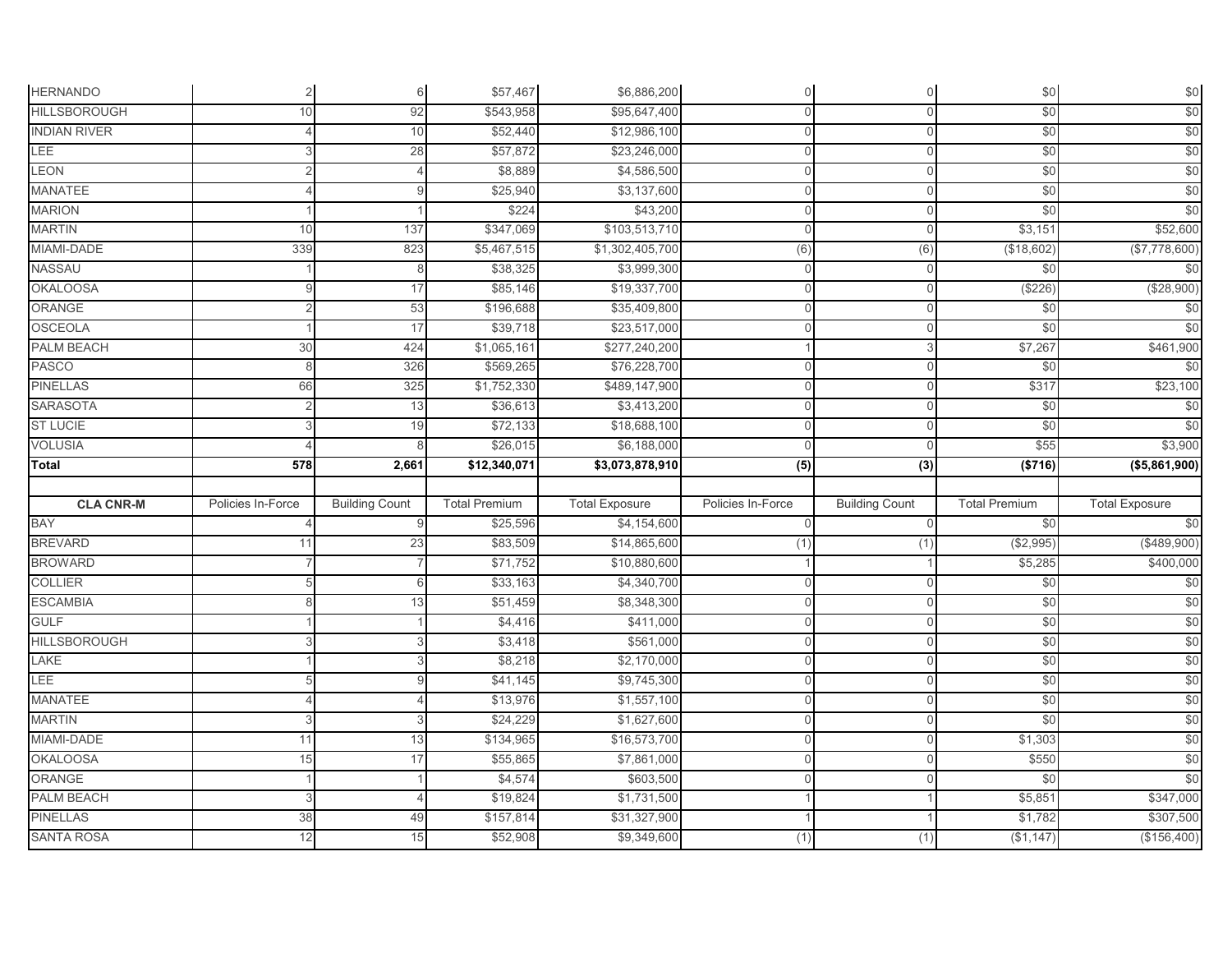| | | | | | | | | |
|---|---|---|---|---|---|---|---|---|
| HERNANDO | 2 | 6 | $57,467 | $6,886,200 | 0 | 0 | $0 | $0 |
| HILLSBOROUGH | 10 | 92 | $543,958 | $95,647,400 | 0 | 0 | $0 | $0 |
| INDIAN RIVER | 4 | 10 | $52,440 | $12,986,100 | 0 | 0 | $0 | $0 |
| LEE | 3 | 28 | $57,872 | $23,246,000 | 0 | 0 | $0 | $0 |
| LEON | 2 | 4 | $8,889 | $4,586,500 | 0 | 0 | $0 | $0 |
| MANATEE | 4 | 9 | $25,940 | $3,137,600 | 0 | 0 | $0 | $0 |
| MARION | 1 | 1 | $224 | $43,200 | 0 | 0 | $0 | $0 |
| MARTIN | 10 | 137 | $347,069 | $103,513,710 | 0 | 0 | $3,151 | $52,600 |
| MIAMI-DADE | 339 | 823 | $5,467,515 | $1,302,405,700 | (6) | (6) | ($18,602) | ($7,778,600) |
| NASSAU | 1 | 8 | $38,325 | $3,999,300 | 0 | 0 | $0 | $0 |
| OKALOOSA | 9 | 17 | $85,146 | $19,337,700 | 0 | 0 | ($226) | ($28,900) |
| ORANGE | 2 | 53 | $196,688 | $35,409,800 | 0 | 0 | $0 | $0 |
| OSCEOLA | 1 | 17 | $39,718 | $23,517,000 | 0 | 0 | $0 | $0 |
| PALM BEACH | 30 | 424 | $1,065,161 | $277,240,200 | 1 | 3 | $7,267 | $461,900 |
| PASCO | 8 | 326 | $569,265 | $76,228,700 | 0 | 0 | $0 | $0 |
| PINELLAS | 66 | 325 | $1,752,330 | $489,147,900 | 0 | 0 | $317 | $23,100 |
| SARASOTA | 2 | 13 | $36,613 | $3,413,200 | 0 | 0 | $0 | $0 |
| ST LUCIE | 3 | 19 | $72,133 | $18,688,100 | 0 | 0 | $0 | $0 |
| VOLUSIA | 4 | 8 | $26,015 | $6,188,000 | 0 | 0 | $55 | $3,900 |
| **Total** | **578** | **2,661** | **$12,340,071** | **$3,073,878,910** | **(5)** | **(3)** | **($716)** | **($5,861,900)** |

| **CLA CNR-M** | Policies In-Force | Building Count | Total Premium | Total Exposure | Policies In-Force | Building Count | Total Premium | Total Exposure |
|---|---|---|---|---|---|---|---|---|
| BAY | 4 | 9 | $25,596 | $4,154,600 | 0 | 0 | $0 | $0 |
| BREVARD | 11 | 23 | $83,509 | $14,865,600 | (1) | (1) | ($2,995) | ($489,900) |
| BROWARD | 7 | 7 | $71,752 | $10,880,600 | 1 | 1 | $5,285 | $400,000 |
| COLLIER | 5 | 6 | $33,163 | $4,340,700 | 0 | 0 | $0 | $0 |
| ESCAMBIA | 8 | 13 | $51,459 | $8,348,300 | 0 | 0 | $0 | $0 |
| GULF | 1 | 1 | $4,416 | $411,000 | 0 | 0 | $0 | $0 |
| HILLSBOROUGH | 3 | 3 | $3,418 | $561,000 | 0 | 0 | $0 | $0 |
| LAKE | 1 | 3 | $8,218 | $2,170,000 | 0 | 0 | $0 | $0 |
| LEE | 5 | 9 | $41,145 | $9,745,300 | 0 | 0 | $0 | $0 |
| MANATEE | 4 | 4 | $13,976 | $1,557,100 | 0 | 0 | $0 | $0 |
| MARTIN | 3 | 3 | $24,229 | $1,627,600 | 0 | 0 | $0 | $0 |
| MIAMI-DADE | 11 | 13 | $134,965 | $16,573,700 | 0 | 0 | $1,303 | $0 |
| OKALOOSA | 15 | 17 | $55,865 | $7,861,000 | 0 | 0 | $550 | $0 |
| ORANGE | 1 | 1 | $4,574 | $603,500 | 0 | 0 | $0 | $0 |
| PALM BEACH | 3 | 4 | $19,824 | $1,731,500 | 1 | 1 | $5,851 | $347,000 |
| PINELLAS | 38 | 49 | $157,814 | $31,327,900 | 1 | 1 | $1,782 | $307,500 |
| SANTA ROSA | 12 | 15 | $52,908 | $9,349,600 | (1) | (1) | ($1,147) | ($156,400) |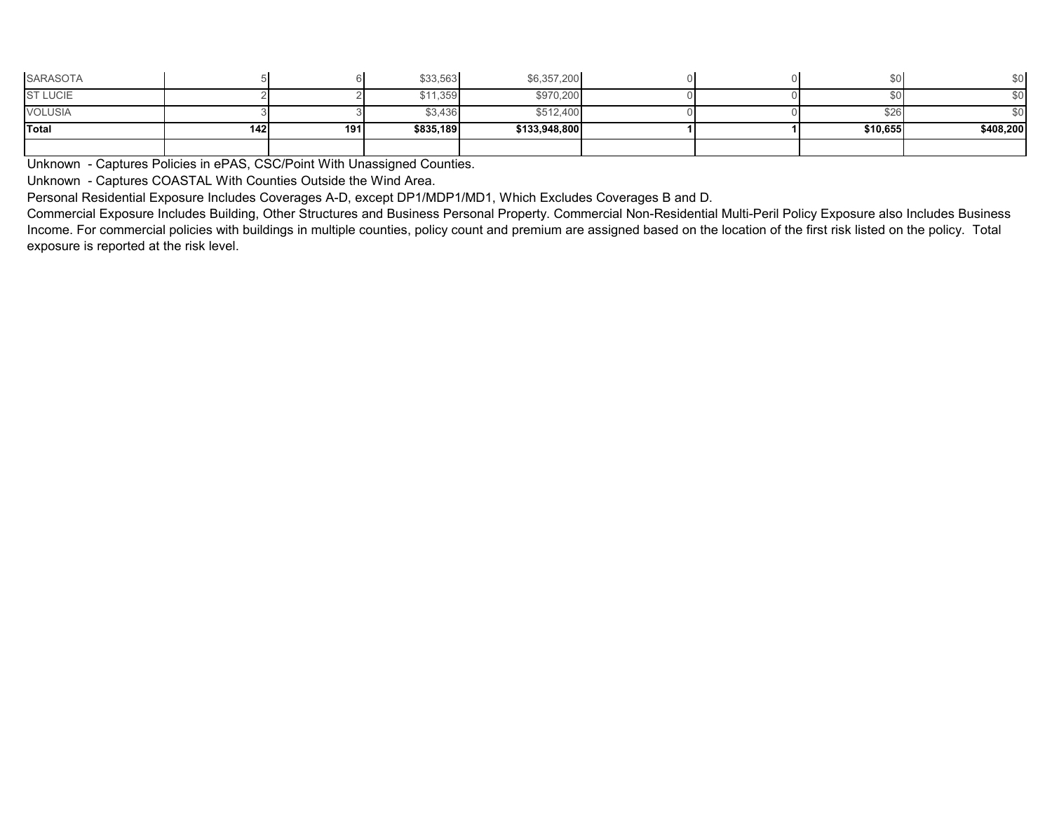| | | | | | | | | |
|---|---|---|---|---|---|---|---|---|
| SARASOTA | 5 | 6 | $33,563 | $6,357,200 | 0 | 0 | $0 | $0 |
| ST LUCIE | 2 | 2 | $11,359 | $970,200 | 0 | 0 | $0 | $0 |
| VOLUSIA | 3 | 3 | $3,436 | $512,400 | 0 | 0 | $26 | $0 |
| **Total** | **142** | **191** | **$835,189** | **$133,948,800** | **1** | **1** | **$10,655** | **$408,200** |
| | | | | | | | | |

Unknown - Captures Policies in ePAS, CSC/Point With Unassigned Counties.

Unknown - Captures COASTAL With Counties Outside the Wind Area.

Personal Residential Exposure Includes Coverages A-D, except DP1/MDP1/MD1, Which Excludes Coverages B and D.

Commercial Exposure Includes Building, Other Structures and Business Personal Property. Commercial Non-Residential Multi-Peril Policy Exposure also Includes Business Income. For commercial policies with buildings in multiple counties, policy count and premium are assigned based on the location of the first risk listed on the policy. Total exposure is reported at the risk level.